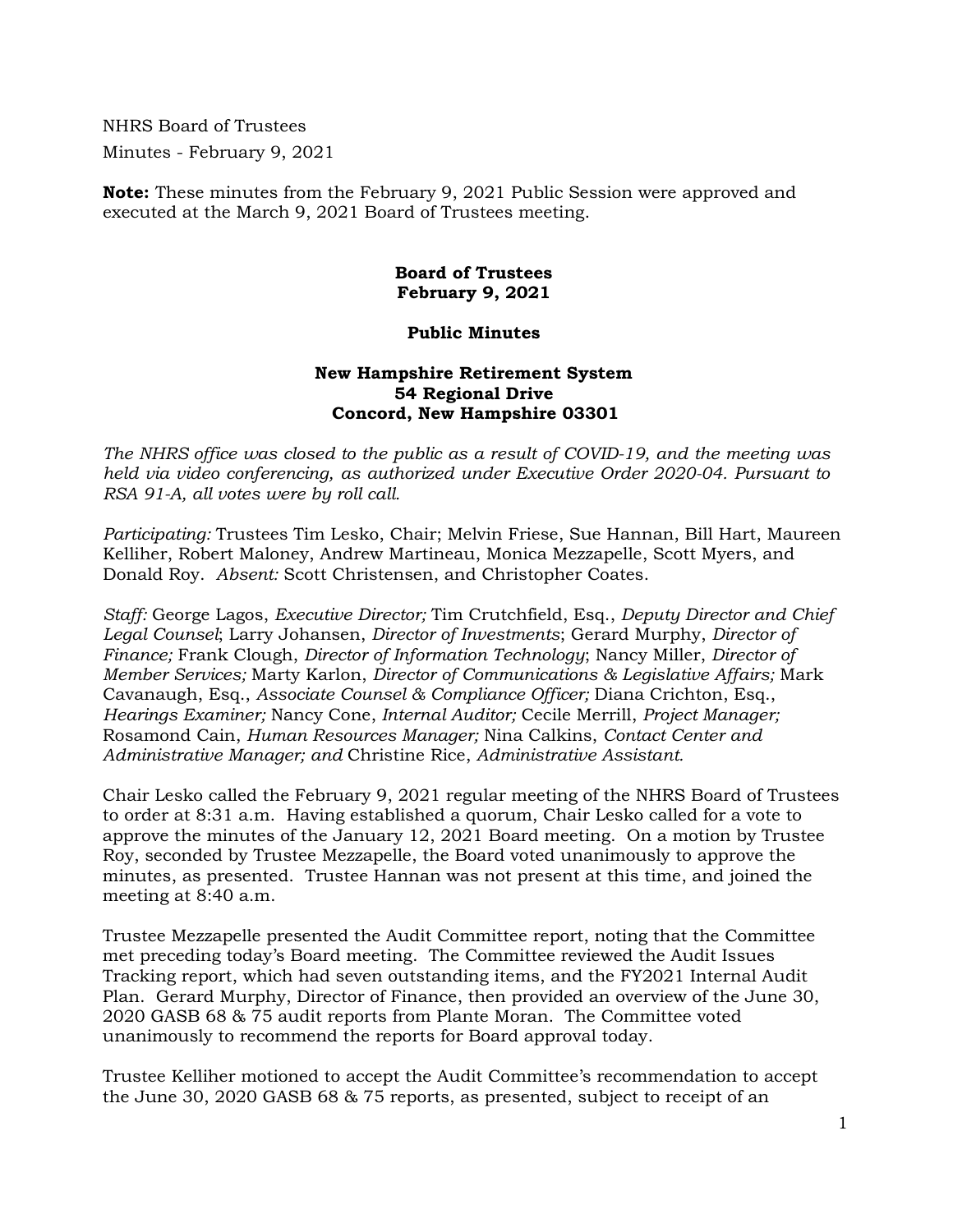NHRS Board of Trustees
Minutes - February 9, 2021

**Note:** These minutes from the February 9, 2021 Public Session were approved and executed at the March 9, 2021 Board of Trustees meeting.

**Board of Trustees**
**February 9, 2021**

**Public Minutes**

**New Hampshire Retirement System**
**54 Regional Drive**
**Concord, New Hampshire 03301**

*The NHRS office was closed to the public as a result of COVID-19, and the meeting was held via video conferencing, as authorized under Executive Order 2020-04. Pursuant to RSA 91-A, all votes were by roll call.*

*Participating:* Trustees Tim Lesko, Chair; Melvin Friese, Sue Hannan, Bill Hart, Maureen Kelliher, Robert Maloney, Andrew Martineau, Monica Mezzapelle, Scott Myers, and Donald Roy. *Absent:* Scott Christensen, and Christopher Coates.

*Staff:* George Lagos, *Executive Director;* Tim Crutchfield, Esq., *Deputy Director and Chief Legal Counsel*; Larry Johansen, *Director of Investments*; Gerard Murphy, *Director of Finance;* Frank Clough, *Director of Information Technology*; Nancy Miller, *Director of Member Services;* Marty Karlon, *Director of Communications & Legislative Affairs;* Mark Cavanaugh, Esq., *Associate Counsel & Compliance Officer;* Diana Crichton, Esq., *Hearings Examiner;* Nancy Cone, *Internal Auditor;* Cecile Merrill, *Project Manager;* Rosamond Cain, *Human Resources Manager;* Nina Calkins, *Contact Center and Administrative Manager; and* Christine Rice, *Administrative Assistant.*

Chair Lesko called the February 9, 2021 regular meeting of the NHRS Board of Trustees to order at 8:31 a.m. Having established a quorum, Chair Lesko called for a vote to approve the minutes of the January 12, 2021 Board meeting. On a motion by Trustee Roy, seconded by Trustee Mezzapelle, the Board voted unanimously to approve the minutes, as presented. Trustee Hannan was not present at this time, and joined the meeting at 8:40 a.m.

Trustee Mezzapelle presented the Audit Committee report, noting that the Committee met preceding today's Board meeting. The Committee reviewed the Audit Issues Tracking report, which had seven outstanding items, and the FY2021 Internal Audit Plan. Gerard Murphy, Director of Finance, then provided an overview of the June 30, 2020 GASB 68 & 75 audit reports from Plante Moran. The Committee voted unanimously to recommend the reports for Board approval today.

Trustee Kelliher motioned to accept the Audit Committee's recommendation to accept the June 30, 2020 GASB 68 & 75 reports, as presented, subject to receipt of an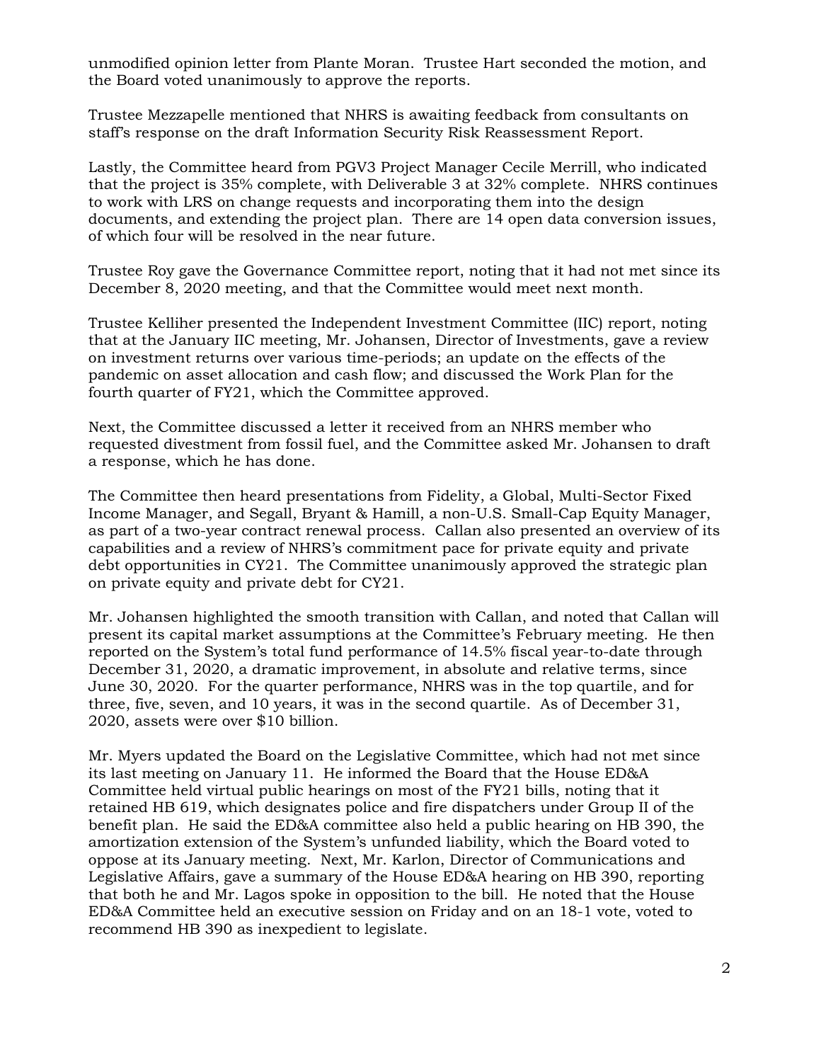unmodified opinion letter from Plante Moran. Trustee Hart seconded the motion, and the Board voted unanimously to approve the reports.

Trustee Mezzapelle mentioned that NHRS is awaiting feedback from consultants on staff's response on the draft Information Security Risk Reassessment Report.

Lastly, the Committee heard from PGV3 Project Manager Cecile Merrill, who indicated that the project is 35% complete, with Deliverable 3 at 32% complete. NHRS continues to work with LRS on change requests and incorporating them into the design documents, and extending the project plan. There are 14 open data conversion issues, of which four will be resolved in the near future.

Trustee Roy gave the Governance Committee report, noting that it had not met since its December 8, 2020 meeting, and that the Committee would meet next month.

Trustee Kelliher presented the Independent Investment Committee (IIC) report, noting that at the January IIC meeting, Mr. Johansen, Director of Investments, gave a review on investment returns over various time-periods; an update on the effects of the pandemic on asset allocation and cash flow; and discussed the Work Plan for the fourth quarter of FY21, which the Committee approved.

Next, the Committee discussed a letter it received from an NHRS member who requested divestment from fossil fuel, and the Committee asked Mr. Johansen to draft a response, which he has done.

The Committee then heard presentations from Fidelity, a Global, Multi-Sector Fixed Income Manager, and Segall, Bryant & Hamill, a non-U.S. Small-Cap Equity Manager, as part of a two-year contract renewal process. Callan also presented an overview of its capabilities and a review of NHRS's commitment pace for private equity and private debt opportunities in CY21. The Committee unanimously approved the strategic plan on private equity and private debt for CY21.

Mr. Johansen highlighted the smooth transition with Callan, and noted that Callan will present its capital market assumptions at the Committee's February meeting. He then reported on the System's total fund performance of 14.5% fiscal year-to-date through December 31, 2020, a dramatic improvement, in absolute and relative terms, since June 30, 2020. For the quarter performance, NHRS was in the top quartile, and for three, five, seven, and 10 years, it was in the second quartile. As of December 31, 2020, assets were over $10 billion.

Mr. Myers updated the Board on the Legislative Committee, which had not met since its last meeting on January 11. He informed the Board that the House ED&A Committee held virtual public hearings on most of the FY21 bills, noting that it retained HB 619, which designates police and fire dispatchers under Group II of the benefit plan. He said the ED&A committee also held a public hearing on HB 390, the amortization extension of the System's unfunded liability, which the Board voted to oppose at its January meeting. Next, Mr. Karlon, Director of Communications and Legislative Affairs, gave a summary of the House ED&A hearing on HB 390, reporting that both he and Mr. Lagos spoke in opposition to the bill. He noted that the House ED&A Committee held an executive session on Friday and on an 18-1 vote, voted to recommend HB 390 as inexpedient to legislate.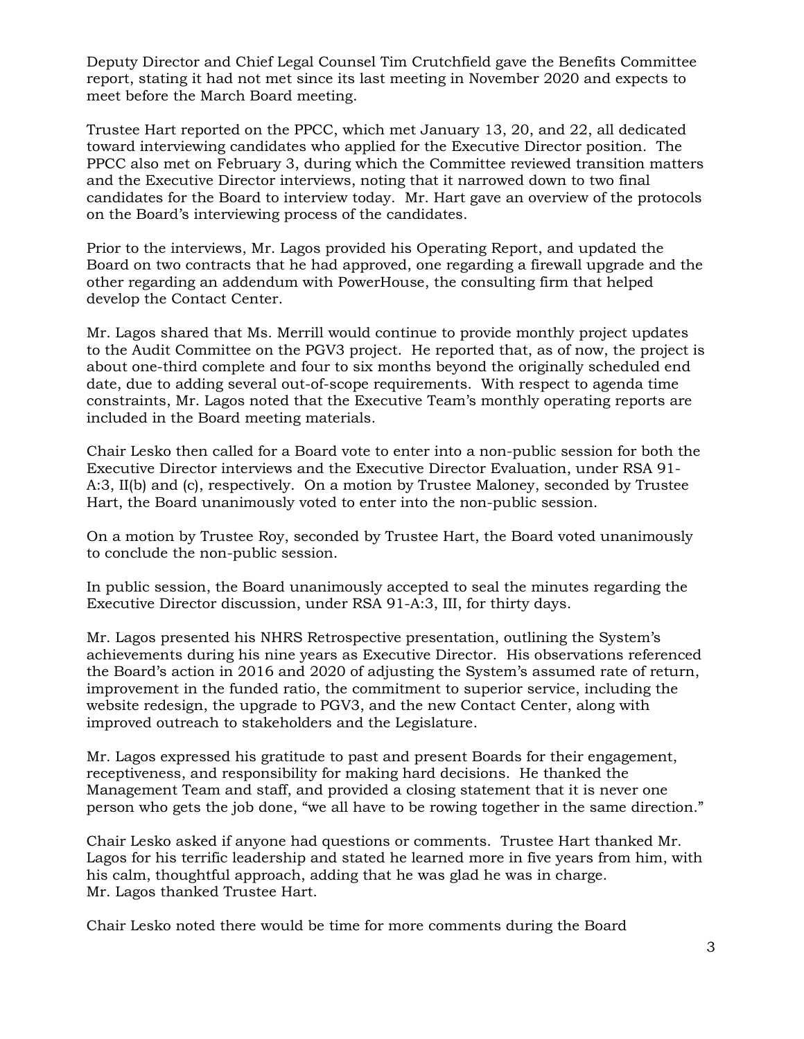Deputy Director and Chief Legal Counsel Tim Crutchfield gave the Benefits Committee report, stating it had not met since its last meeting in November 2020 and expects to meet before the March Board meeting.

Trustee Hart reported on the PPCC, which met January 13, 20, and 22, all dedicated toward interviewing candidates who applied for the Executive Director position. The PPCC also met on February 3, during which the Committee reviewed transition matters and the Executive Director interviews, noting that it narrowed down to two final candidates for the Board to interview today. Mr. Hart gave an overview of the protocols on the Board's interviewing process of the candidates.

Prior to the interviews, Mr. Lagos provided his Operating Report, and updated the Board on two contracts that he had approved, one regarding a firewall upgrade and the other regarding an addendum with PowerHouse, the consulting firm that helped develop the Contact Center.

Mr. Lagos shared that Ms. Merrill would continue to provide monthly project updates to the Audit Committee on the PGV3 project. He reported that, as of now, the project is about one-third complete and four to six months beyond the originally scheduled end date, due to adding several out-of-scope requirements. With respect to agenda time constraints, Mr. Lagos noted that the Executive Team's monthly operating reports are included in the Board meeting materials.

Chair Lesko then called for a Board vote to enter into a non-public session for both the Executive Director interviews and the Executive Director Evaluation, under RSA 91-A:3, II(b) and (c), respectively. On a motion by Trustee Maloney, seconded by Trustee Hart, the Board unanimously voted to enter into the non-public session.

On a motion by Trustee Roy, seconded by Trustee Hart, the Board voted unanimously to conclude the non-public session.

In public session, the Board unanimously accepted to seal the minutes regarding the Executive Director discussion, under RSA 91-A:3, III, for thirty days.

Mr. Lagos presented his NHRS Retrospective presentation, outlining the System's achievements during his nine years as Executive Director. His observations referenced the Board's action in 2016 and 2020 of adjusting the System's assumed rate of return, improvement in the funded ratio, the commitment to superior service, including the website redesign, the upgrade to PGV3, and the new Contact Center, along with improved outreach to stakeholders and the Legislature.

Mr. Lagos expressed his gratitude to past and present Boards for their engagement, receptiveness, and responsibility for making hard decisions. He thanked the Management Team and staff, and provided a closing statement that it is never one person who gets the job done, "we all have to be rowing together in the same direction."

Chair Lesko asked if anyone had questions or comments. Trustee Hart thanked Mr. Lagos for his terrific leadership and stated he learned more in five years from him, with his calm, thoughtful approach, adding that he was glad he was in charge. Mr. Lagos thanked Trustee Hart.

Chair Lesko noted there would be time for more comments during the Board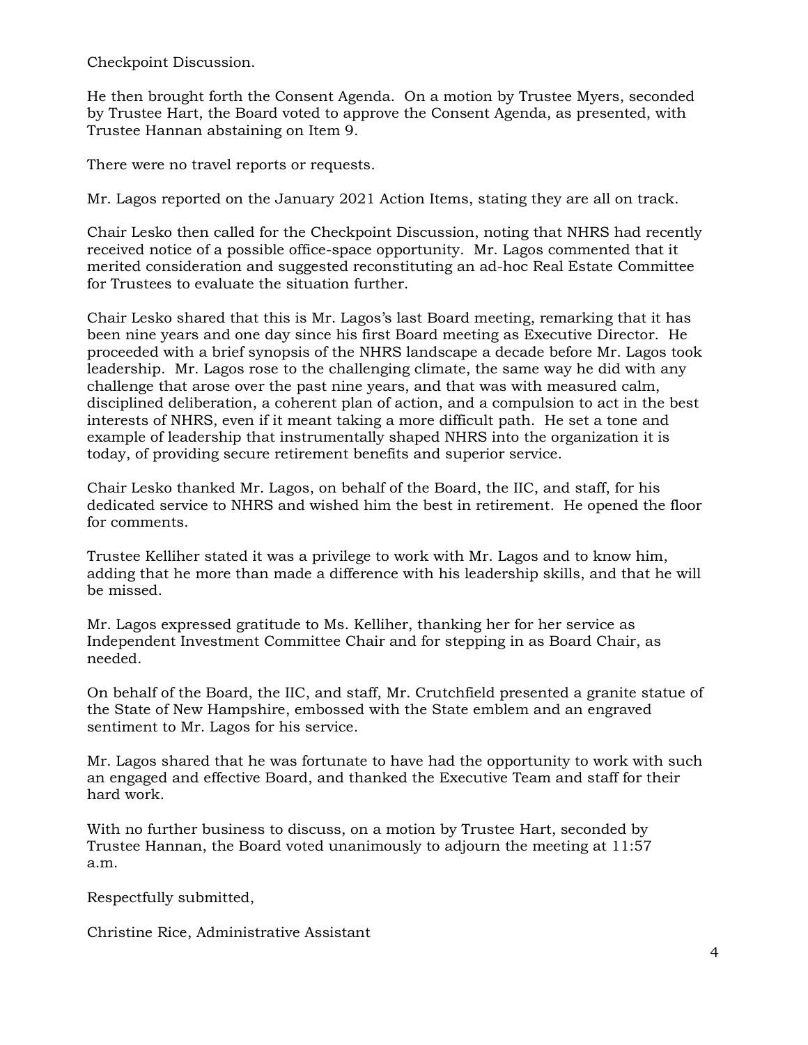Checkpoint Discussion.

He then brought forth the Consent Agenda. On a motion by Trustee Myers, seconded by Trustee Hart, the Board voted to approve the Consent Agenda, as presented, with Trustee Hannan abstaining on Item 9.

There were no travel reports or requests.

Mr. Lagos reported on the January 2021 Action Items, stating they are all on track.

Chair Lesko then called for the Checkpoint Discussion, noting that NHRS had recently received notice of a possible office-space opportunity. Mr. Lagos commented that it merited consideration and suggested reconstituting an ad-hoc Real Estate Committee for Trustees to evaluate the situation further.

Chair Lesko shared that this is Mr. Lagos's last Board meeting, remarking that it has been nine years and one day since his first Board meeting as Executive Director. He proceeded with a brief synopsis of the NHRS landscape a decade before Mr. Lagos took leadership. Mr. Lagos rose to the challenging climate, the same way he did with any challenge that arose over the past nine years, and that was with measured calm, disciplined deliberation, a coherent plan of action, and a compulsion to act in the best interests of NHRS, even if it meant taking a more difficult path. He set a tone and example of leadership that instrumentally shaped NHRS into the organization it is today, of providing secure retirement benefits and superior service.

Chair Lesko thanked Mr. Lagos, on behalf of the Board, the IIC, and staff, for his dedicated service to NHRS and wished him the best in retirement. He opened the floor for comments.

Trustee Kelliher stated it was a privilege to work with Mr. Lagos and to know him, adding that he more than made a difference with his leadership skills, and that he will be missed.

Mr. Lagos expressed gratitude to Ms. Kelliher, thanking her for her service as Independent Investment Committee Chair and for stepping in as Board Chair, as needed.

On behalf of the Board, the IIC, and staff, Mr. Crutchfield presented a granite statue of the State of New Hampshire, embossed with the State emblem and an engraved sentiment to Mr. Lagos for his service.

Mr. Lagos shared that he was fortunate to have had the opportunity to work with such an engaged and effective Board, and thanked the Executive Team and staff for their hard work.

With no further business to discuss, on a motion by Trustee Hart, seconded by Trustee Hannan, the Board voted unanimously to adjourn the meeting at 11:57 a.m.

Respectfully submitted,

Christine Rice, Administrative Assistant